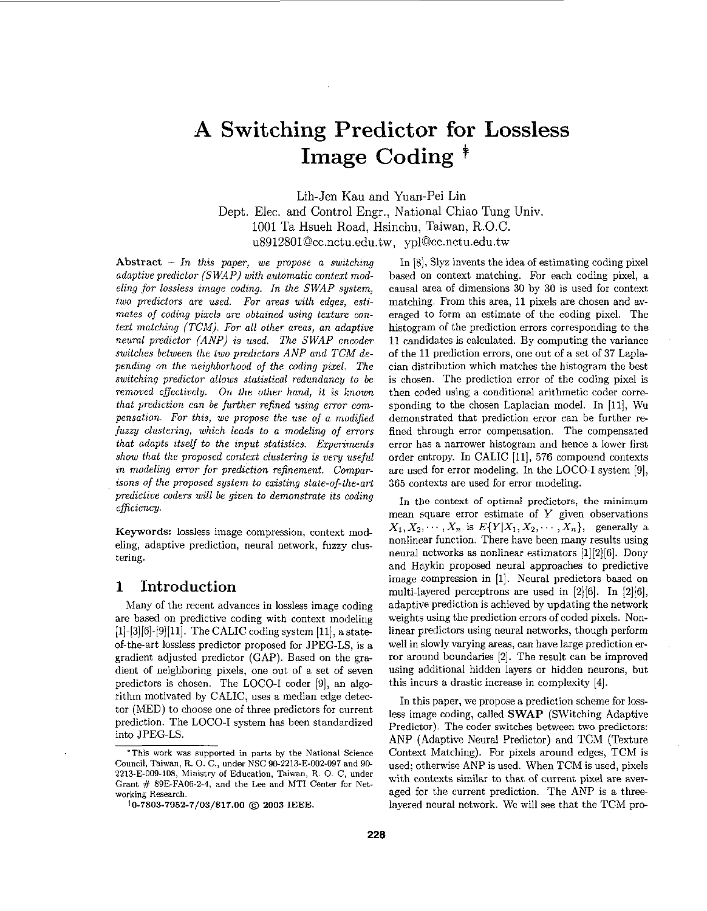# A Switching Predictor for Lossless Image Coding [†]

Lih-Jen Kau and Yuan-Pei Lin
Dept. Elec. and Control Engr., National Chiao Tung Univ.
1001 Ta Hsueh Road, Hsinchu, Taiwan, R.O.C.
u8912801@cc.nctu.edu.tw, ypl@cc.nctu.edu.tw

**Abstract** – *In this paper, we propose a switching adaptive predictor (SWAP) with automatic context modeling for lossless image coding. In the SWAP system, two predictors are used. For areas with edges, estimates of coding pixels are obtained using texture context matching (TCM). For all other areas, an adaptive neural predictor (ANP) is used. The SWAP encoder switches between the two predictors ANP and TCM depending on the neighborhood of the coding pixel. The switching predictor allows statistical redundancy to be removed effectively. On the other hand, it is known that prediction can be further refined using error compensation. For this, we propose the use of a modified fuzzy clustering, which leads to a modeling of errors that adapts itself to the input statistics. Experiments show that the proposed context clustering is very useful in modeling error for prediction refinement. Comparisons of the proposed system to existing state-of-the-art predictive coders will be given to demonstrate its coding efficiency.*

**Keywords:** lossless image compression, context modeling, adaptive prediction, neural network, fuzzy clustering.

## 1 Introduction

Many of the recent advances in lossless image coding are based on predictive coding with context modeling [1]-[3][6]-[9][11]. The CALIC coding system [11], a state-of-the-art lossless predictor proposed for JPEG-LS, is a gradient adjusted predictor (GAP). Based on the gradient of neighboring pixels, one out of a set of seven predictors is chosen. The LOCO-I coder [9], an algorithm motivated by CALIC, uses a median edge detector (MED) to choose one of three predictors for current prediction. The LOCO-I system has been standardized into JPEG-LS.

In [8], Slyz invents the idea of estimating coding pixel based on context matching. For each coding pixel, a causal area of dimensions 30 by 30 is used for context matching. From this area, 11 pixels are chosen and averaged to form an estimate of the coding pixel. The histogram of the prediction errors corresponding to the 11 candidates is calculated. By computing the variance of the 11 prediction errors, one out of a set of 37 Laplacian distribution which matches the histogram the best is chosen. The prediction error of the coding pixel is then coded using a conditional arithmetic coder corresponding to the chosen Laplacian model. In [11], Wu demonstrated that prediction error can be further refined through error compensation. The compensated error has a narrower histogram and hence a lower first order entropy. In CALIC [11], 576 compound contexts are used for error modeling. In the LOCO-I system [9], 365 contexts are used for error modeling.

In the context of optimal predictors, the minimum mean square error estimate of $Y$ given observations $X_1, X_2, \cdots, X_n$ is $E\{Y|X_1, X_2, \cdots, X_n\}$, generally a nonlinear function. There have been many results using neural networks as nonlinear estimators [1][2][6]. Dony and Haykin proposed neural approaches to predictive image compression in [1]. Neural predictors based on multi-layered perceptrons are used in [2][6]. In [2][6], adaptive prediction is achieved by updating the network weights using the prediction errors of coded pixels. Nonlinear predictors using neural networks, though perform well in slowly varying areas, can have large prediction error around boundaries [2]. The result can be improved using additional hidden layers or hidden neurons, but this incurs a drastic increase in complexity [4].

In this paper, we propose a prediction scheme for lossless image coding, called **SWAP** (SWitching Adaptive Predictor). The coder switches between two predictors: ANP (Adaptive Neural Predictor) and TCM (Texture Context Matching). For pixels around edges, TCM is used; otherwise ANP is used. When TCM is used, pixels with contexts similar to that of current pixel are averaged for the current prediction. The ANP is a three-layered neural network. We will see that the TCM pro-

*This work was supported in parts by the National Science Council, Taiwan, R. O. C., under NSC 90-2213-E-002-097 and 90-2213-E-009-108, Ministry of Education, Taiwan, R. O. C, under Grant # 89E-FA06-2-4, and the Lee and MTI Center for Networking Research.

†0-7803-7952-7/03/$17.00 © 2003 IEEE.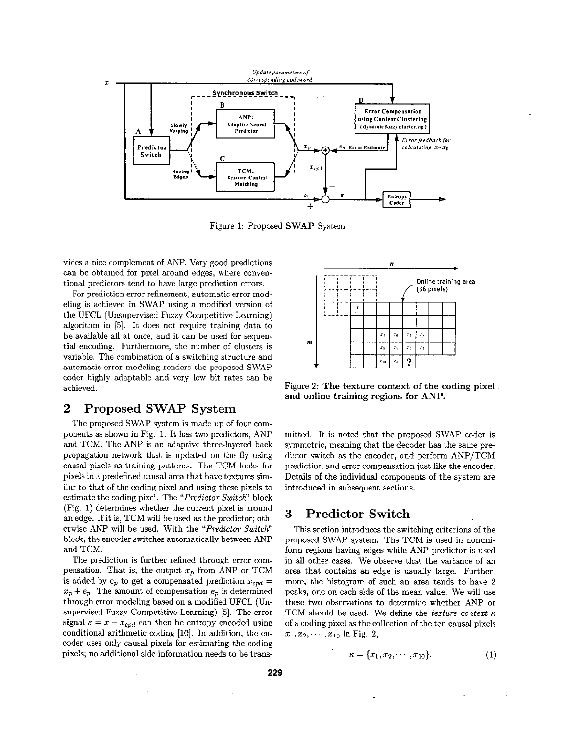Figure 1: Proposed **SWAP** System.

vides a nice complement of ANP. Very good predictions can be obtained for pixel around edges, where conventional predictors tend to have large prediction errors.

For prediction error refinement, automatic error modeling is achieved in SWAP using a modified version of the UFCL (Unsupervised Fuzzy Competitive Learning) algorithm in [5]. It does not require training data to be available all at once, and it can be used for sequential encoding. Furthermore, the number of clusters is variable. The combination of a switching structure and automatic error modeling renders the proposed SWAP coder highly adaptable and very low bit rates can be achieved.

## 2 Proposed SWAP System

The proposed SWAP system is made up of four components as shown in Fig. 1. It has two predictors, ANP and TCM. The ANP is an adaptive three-layered back propagation network that is updated on the fly using causal pixels as training patterns. The TCM looks for pixels in a predefined causal area that have textures similar to that of the coding pixel and using these pixels to estimate the coding pixel. The "*Predictor Switch*" block (Fig. 1) determines whether the current pixel is around an edge. If it is, TCM will be used as the predictor; otherwise ANP will be used. With the "*Predictor Switch*" block, the encoder switches automatically between ANP and TCM.

The prediction is further refined through error compensation. That is, the output $x_p$ from ANP or TCM is added by $e_p$ to get a compensated prediction $x_{cpd} = x_p + e_p$. The amount of compensation $e_p$ is determined through error modeling based on a modified UFCL (Unsupervised Fuzzy Competitive Learning) [5]. The error signal $\varepsilon = x - x_{cpd}$ can then be entropy encoded using conditional arithmetic coding [10]. In addition, the encoder uses only causal pixels for estimating the coding pixels; no additional side information needs to be transmitted. It is noted that the proposed SWAP coder is symmetric, meaning that the decoder has the same predictor switch as the encoder, and perform ANP/TCM prediction and error compensation just like the encoder. Details of the individual components of the system are introduced in subsequent sections.

Figure 2: **The texture context of the coding pixel and online training regions for ANP.**

## 3 Predictor Switch

This section introduces the switching criterions of the proposed SWAP system. The TCM is used in nonuniform regions having edges while ANP predictor is used in all other cases. We observe that the variance of an area that contains an edge is usually large. Furthermore, the histogram of such an area tends to have 2 peaks, one on each side of the mean value. We will use these two observations to determine whether ANP or TCM should be used. We define the *texture context* $\kappa$ of a coding pixel as the collection of the ten causal pixels $x_1, x_2, \cdots, x_{10}$ in Fig. 2,

$$\kappa = \{x_1, x_2, \cdots, x_{10}\}. \quad (1)$$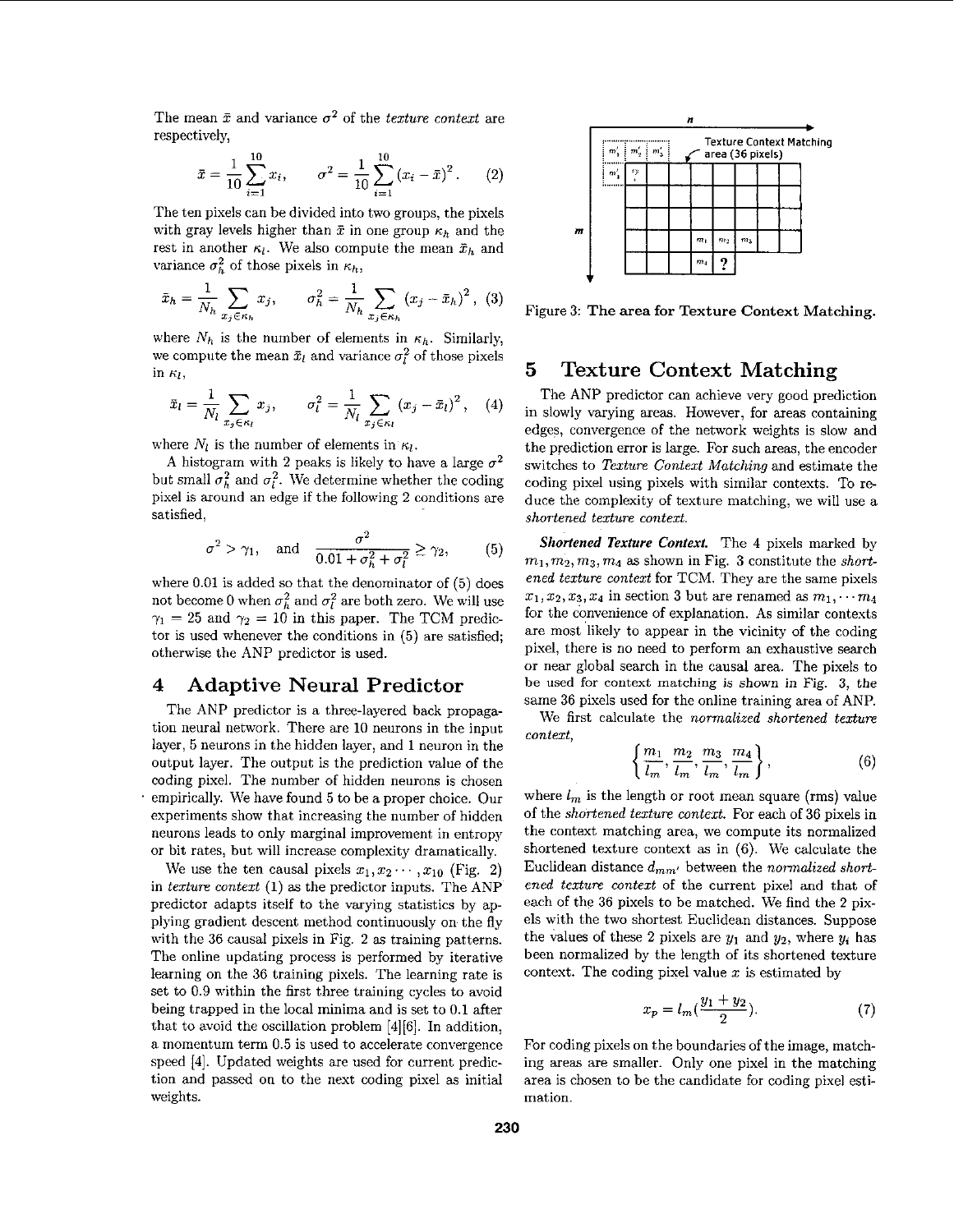The mean $\bar{x}$ and variance $\sigma^2$ of the *texture context* are respectively,

$$\bar{x} = \frac{1}{10}\sum_{i=1}^{10} x_i, \qquad \sigma^2 = \frac{1}{10}\sum_{i=1}^{10}(x_i - \bar{x})^2. \qquad (2)$$

The ten pixels can be divided into two groups, the pixels with gray levels higher than $\bar{x}$ in one group $\kappa_h$ and the rest in another $\kappa_l$. We also compute the mean $\bar{x}_h$ and variance $\sigma_h^2$ of those pixels in $\kappa_h$,

$$\bar{x}_h = \frac{1}{N_h}\sum_{x_j \in \kappa_h} x_j, \qquad \sigma_h^2 = \frac{1}{N_h}\sum_{x_j \in \kappa_h}(x_j - \bar{x}_h)^2, \quad (3)$$

where $N_h$ is the number of elements in $\kappa_h$. Similarly, we compute the mean $\bar{x}_l$ and variance $\sigma_l^2$ of those pixels in $\kappa_l$,

$$\bar{x}_l = \frac{1}{N_l}\sum_{x_j \in \kappa_l} x_j, \qquad \sigma_l^2 = \frac{1}{N_l}\sum_{x_j \in \kappa_l}(x_j - \bar{x}_l)^2, \quad (4)$$

where $N_l$ is the number of elements in $\kappa_l$.

A histogram with 2 peaks is likely to have a large $\sigma^2$ but small $\sigma_h^2$ and $\sigma_l^2$. We determine whether the coding pixel is around an edge if the following 2 conditions are satisfied,

$$\sigma^2 > \gamma_1, \quad \text{and} \quad \frac{\sigma^2}{0.01 + \sigma_h^2 + \sigma_l^2} \geq \gamma_2, \qquad (5)$$

where 0.01 is added so that the denominator of (5) does not become 0 when $\sigma_h^2$ and $\sigma_l^2$ are both zero. We will use $\gamma_1 = 25$ and $\gamma_2 = 10$ in this paper. The TCM predictor is used whenever the conditions in (5) are satisfied; otherwise the ANP predictor is used.

## 4 Adaptive Neural Predictor

The ANP predictor is a three-layered back propagation neural network. There are 10 neurons in the input layer, 5 neurons in the hidden layer, and 1 neuron in the output layer. The output is the prediction value of the coding pixel. The number of hidden neurons is chosen empirically. We have found 5 to be a proper choice. Our experiments show that increasing the number of hidden neurons leads to only marginal improvement in entropy or bit rates, but will increase complexity dramatically.

We use the ten causal pixels $x_1, x_2 \cdots, x_{10}$ (Fig. 2) in *texture context* (1) as the predictor inputs. The ANP predictor adapts itself to the varying statistics by applying gradient descent method continuously on the fly with the 36 causal pixels in Fig. 2 as training patterns. The online updating process is performed by iterative learning on the 36 training pixels. The learning rate is set to 0.9 within the first three training cycles to avoid being trapped in the local minima and is set to 0.1 after that to avoid the oscillation problem [4][6]. In addition, a momentum term 0.5 is used to accelerate convergence speed [4]. Updated weights are used for current prediction and passed on to the next coding pixel as initial weights.

Figure 3: **The area for Texture Context Matching.**

## 5 Texture Context Matching

The ANP predictor can achieve very good prediction in slowly varying areas. However, for areas containing edges, convergence of the network weights is slow and the prediction error is large. For such areas, the encoder switches to *Texture Context Matching* and estimate the coding pixel using pixels with similar contexts. To reduce the complexity of texture matching, we will use a *shortened texture context*.

***Shortened Texture Context.*** The 4 pixels marked by $m_1, m_2, m_3, m_4$ as shown in Fig. 3 constitute the *shortened texture context* for TCM. They are the same pixels $x_1, x_2, x_3, x_4$ in section 3 but are renamed as $m_1, \cdots m_4$ for the convenience of explanation. As similar contexts are most likely to appear in the vicinity of the coding pixel, there is no need to perform an exhaustive search or near global search in the causal area. The pixels to be used for context matching is shown in Fig. 3, the same 36 pixels used for the online training area of ANP.

We first calculate the *normalized shortened texture context*,

$$\left\{\frac{m_1}{l_m}, \frac{m_2}{l_m}, \frac{m_3}{l_m}, \frac{m_4}{l_m}\right\}, \qquad (6)$$

where $l_m$ is the length or root mean square (rms) value of the *shortened texture context*. For each of 36 pixels in the context matching area, we compute its normalized shortened texture context as in (6). We calculate the Euclidean distance $d_{mm'}$ between the *normalized shortened texture context* of the current pixel and that of each of the 36 pixels to be matched. We find the 2 pixels with the two shortest Euclidean distances. Suppose the values of these 2 pixels are $y_1$ and $y_2$, where $y_i$ has been normalized by the length of its shortened texture context. The coding pixel value $x$ is estimated by

$$x_p = l_m\left(\frac{y_1 + y_2}{2}\right). \qquad (7)$$

For coding pixels on the boundaries of the image, matching areas are smaller. Only one pixel in the matching area is chosen to be the candidate for coding pixel estimation.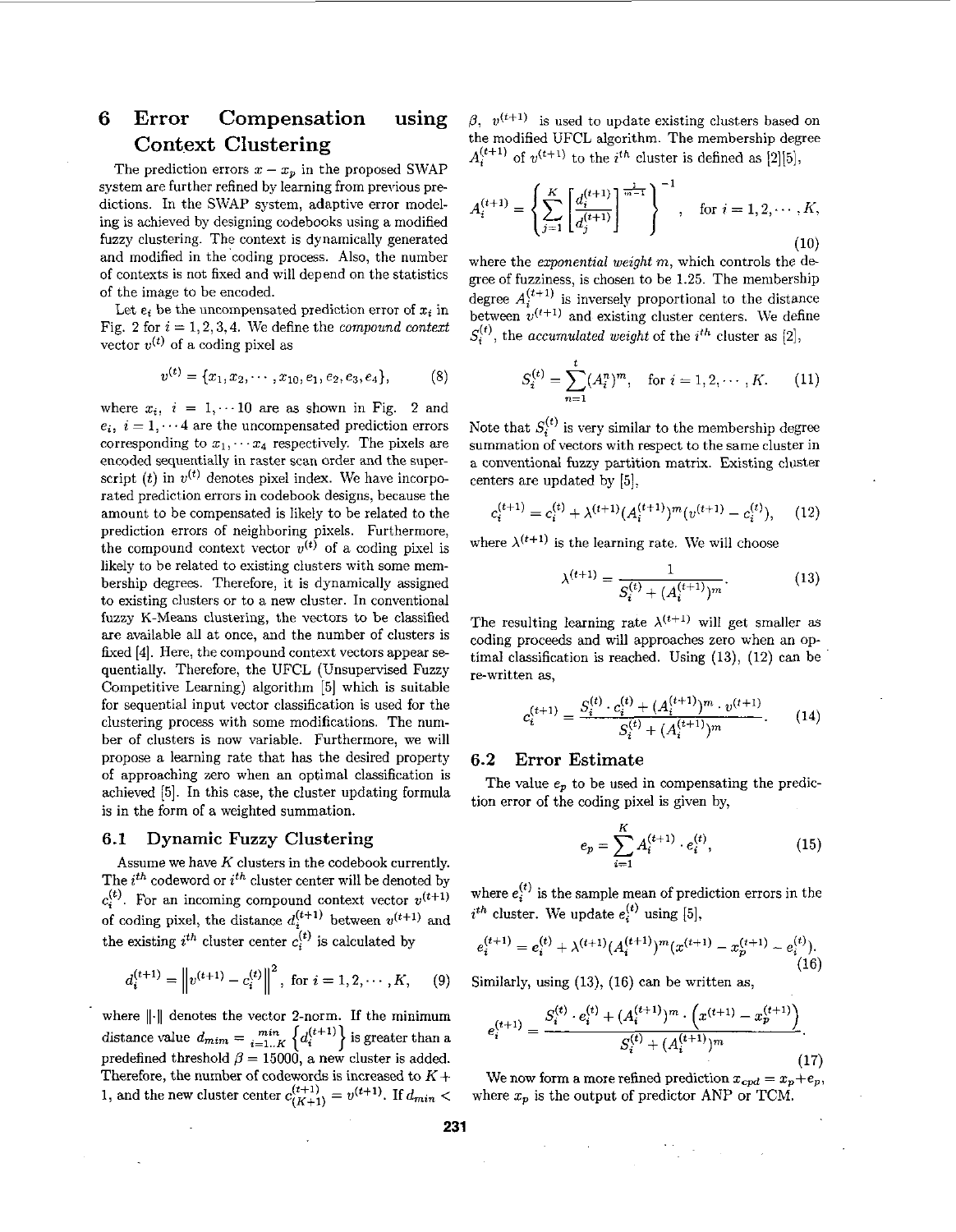// Generated per the spec above
# 6 Error Compensation using Context Clustering

The prediction errors $x - x_p$ in the proposed SWAP system are further refined by learning from previous predictions. In the SWAP system, adaptive error modeling is achieved by designing codebooks using a modified fuzzy clustering. The context is dynamically generated and modified in the coding process. Also, the number of contexts is not fixed and will depend on the statistics of the image to be encoded.

Let $e_i$ be the uncompensated prediction error of $x_i$ in Fig. 2 for $i = 1, 2, 3, 4$. We define the *compound context* vector $v^{(t)}$ of a coding pixel as

$$v^{(t)} = \{x_1, x_2, \cdots, x_{10}, e_1, e_2, e_3, e_4\}, \tag{8}$$

where $x_i$, $i = 1, \cdots 10$ are as shown in Fig. 2 and $e_i$, $i = 1, \cdots 4$ are the uncompensated prediction errors corresponding to $x_1, \cdots x_4$ respectively. The pixels are encoded sequentially in raster scan order and the superscript $(t)$ in $v^{(t)}$ denotes pixel index. We have incorporated prediction errors in codebook designs, because the amount to be compensated is likely to be related to the prediction errors of neighboring pixels. Furthermore, the compound context vector $v^{(t)}$ of a coding pixel is likely to be related to existing clusters with some membership degrees. Therefore, it is dynamically assigned to existing clusters or to a new cluster. In conventional fuzzy K-Means clustering, the vectors to be classified are available all at once, and the number of clusters is fixed [4]. Here, the compound context vectors appear sequentially. Therefore, the UFCL (Unsupervised Fuzzy Competitive Learning) algorithm [5] which is suitable for sequential input vector classification is used for the clustering process with some modifications. The number of clusters is now variable. Furthermore, we will propose a learning rate that has the desired property of approaching zero when an optimal classification is achieved [5]. In this case, the cluster updating formula is in the form of a weighted summation.

## 6.1 Dynamic Fuzzy Clustering

Assume we have $K$ clusters in the codebook currently. The $i^{th}$ codeword or $i^{th}$ cluster center will be denoted by $c_i^{(t)}$. For an incoming compound context vector $v^{(t+1)}$ of coding pixel, the distance $d_i^{(t+1)}$ between $v^{(t+1)}$ and the existing $i^{th}$ cluster center $c_i^{(t)}$ is calculated by

$$d_i^{(t+1)} = \left\| v^{(t+1)} - c_i^{(t)} \right\|^2, \text{ for } i = 1, 2, \cdots, K, \tag{9}$$

where $\|\cdot\|$ denotes the vector 2-norm. If the minimum distance value $d_{mim} = \min_{i=1..K} \left\{ d_i^{(t+1)} \right\}$ is greater than a predefined threshold $\beta = 15000$, a new cluster is added. Therefore, the number of codewords is increased to $K+1$, and the new cluster center $c_{(K+1)}^{(t+1)} = v^{(t+1)}$. If $d_{min} < \beta$, $v^{(t+1)}$ is used to update existing clusters based on the modified UFCL algorithm. The membership degree $A_i^{(t+1)}$ of $v^{(t+1)}$ to the $i^{th}$ cluster is defined as [2][5],

$$A_i^{(t+1)} = \left\{ \sum_{j=1}^{K} \left[ \frac{d_i^{(t+1)}}{d_j^{(t+1)}} \right]^{\frac{1}{m-1}} \right\}^{-1}, \quad \text{for } i = 1, 2, \cdots, K, \tag{10}$$

where the *exponential weight* $m$, which controls the degree of fuzziness, is chosen to be 1.25. The membership degree $A_i^{(t+1)}$ is inversely proportional to the distance between $v^{(t+1)}$ and existing cluster centers. We define $S_i^{(t)}$, the *accumulated weight* of the $i^{th}$ cluster as [2],

$$S_i^{(t)} = \sum_{n=1}^{t} (A_i^n)^m, \quad \text{for } i = 1, 2, \cdots, K. \tag{11}$$

Note that $S_i^{(t)}$ is very similar to the membership degree summation of vectors with respect to the same cluster in a conventional fuzzy partition matrix. Existing cluster centers are updated by [5],

$$c_i^{(t+1)} = c_i^{(t)} + \lambda^{(t+1)} (A_i^{(t+1)})^m (v^{(t+1)} - c_i^{(t)}), \tag{12}$$

where $\lambda^{(t+1)}$ is the learning rate. We will choose

$$\lambda^{(t+1)} = \frac{1}{S_i^{(t)} + (A_i^{(t+1)})^m}. \tag{13}$$

The resulting learning rate $\lambda^{(t+1)}$ will get smaller as coding proceeds and will approaches zero when an optimal classification is reached. Using (13), (12) can be re-written as,

$$c_i^{(t+1)} = \frac{S_i^{(t)} \cdot c_i^{(t)} + (A_i^{(t+1)})^m \cdot v^{(t+1)}}{S_i^{(t)} + (A_i^{(t+1)})^m}. \tag{14}$$

## 6.2 Error Estimate

The value $e_p$ to be used in compensating the prediction error of the coding pixel is given by,

$$e_p = \sum_{i=1}^{K} A_i^{(t+1)} \cdot e_i^{(t)}, \tag{15}$$

where $e_i^{(t)}$ is the sample mean of prediction errors in the $i^{th}$ cluster. We update $e_i^{(t)}$ using [5],

$$e_i^{(t+1)} = e_i^{(t)} + \lambda^{(t+1)} (A_i^{(t+1)})^m (x^{(t+1)} - x_p^{(t+1)} - e_i^{(t)}). \tag{16}$$

Similarly, using (13), (16) can be written as,

$$e_i^{(t+1)} = \frac{S_i^{(t)} \cdot e_i^{(t)} + (A_i^{(t+1)})^m \cdot \left( x^{(t+1)} - x_p^{(t+1)} \right)}{S_i^{(t)} + (A_i^{(t+1)})^m}. \tag{17}$$

We now form a more refined prediction $x_{cpd} = x_p + e_p$, where $x_p$ is the output of predictor ANP or TCM.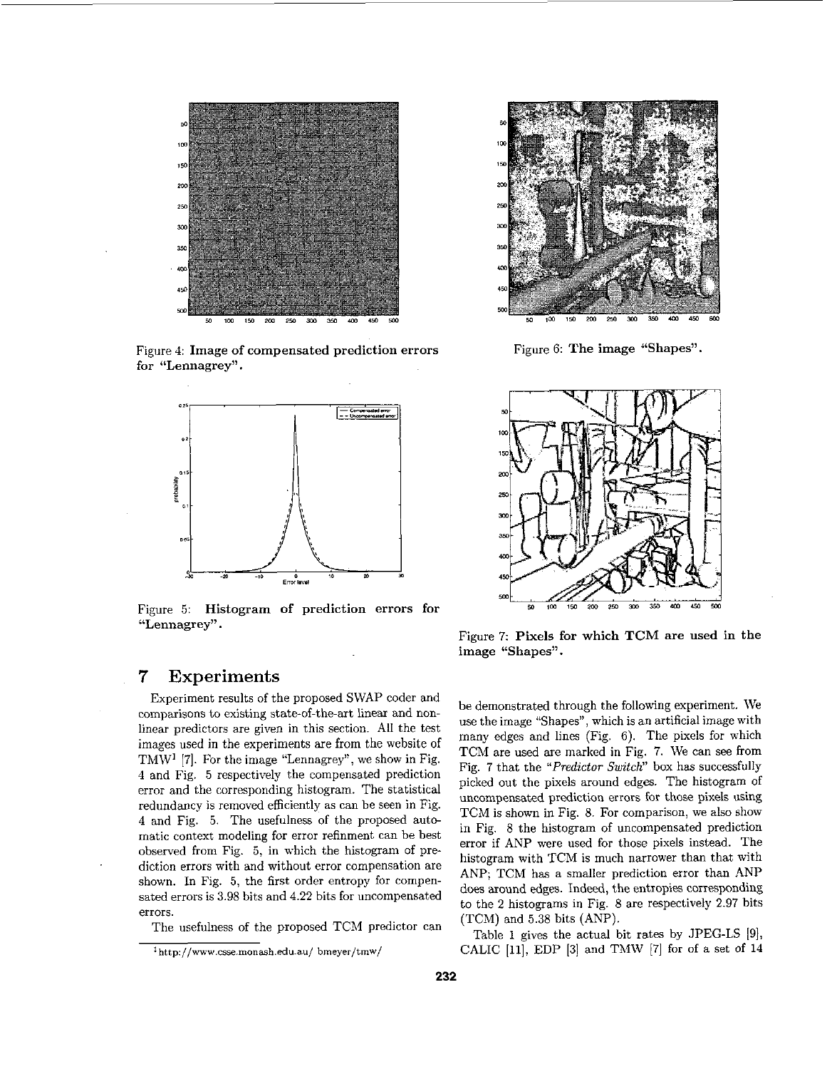Figure 4: **Image of compensated prediction errors for "Lennagrey".**

Figure 5: **Histogram of prediction errors for "Lennagrey".**

Figure 6: **The image "Shapes".**

Figure 7: **Pixels for which TCM are used in the image "Shapes".**

## 7 Experiments

Experiment results of the proposed SWAP coder and comparisons to existing state-of-the-art linear and non-linear predictors are given in this section. All the test images used in the experiments are from the website of TMW[1] [7]. For the image "Lennagrey", we show in Fig. 4 and Fig. 5 respectively the compensated prediction error and the corresponding histogram. The statistical redundancy is removed efficiently as can be seen in Fig. 4 and Fig. 5. The usefulness of the proposed automatic context modeling for error refinment can be best observed from Fig. 5, in which the histogram of prediction errors with and without error compensation are shown. In Fig. 5, the first order entropy for compensated errors is 3.98 bits and 4.22 bits for uncompensated errors.

The usefulness of the proposed TCM predictor can be demonstrated through the following experiment. We use the image "Shapes", which is an artificial image with many edges and lines (Fig. 6). The pixels for which TCM are used are marked in Fig. 7. We can see from Fig. 7 that the "*Predictor Switch*" box has successfully picked out the pixels around edges. The histogram of uncompensated prediction errors for those pixels using TCM is shown in Fig. 8. For comparison, we also show in Fig. 8 the histogram of uncompensated prediction error if ANP were used for those pixels instead. The histogram with TCM is much narrower than that with ANP; TCM has a smaller prediction error than ANP does around edges. Indeed, the entropies corresponding to the 2 histograms in Fig. 8 are respectively 2.97 bits (TCM) and 5.38 bits (ANP).

Table 1 gives the actual bit rates by JPEG-LS [9], CALIC [11], EDP [3] and TMW [7] for of a set of 14

[1] http://www.csse.monash.edu.au/ bmeyer/tmw/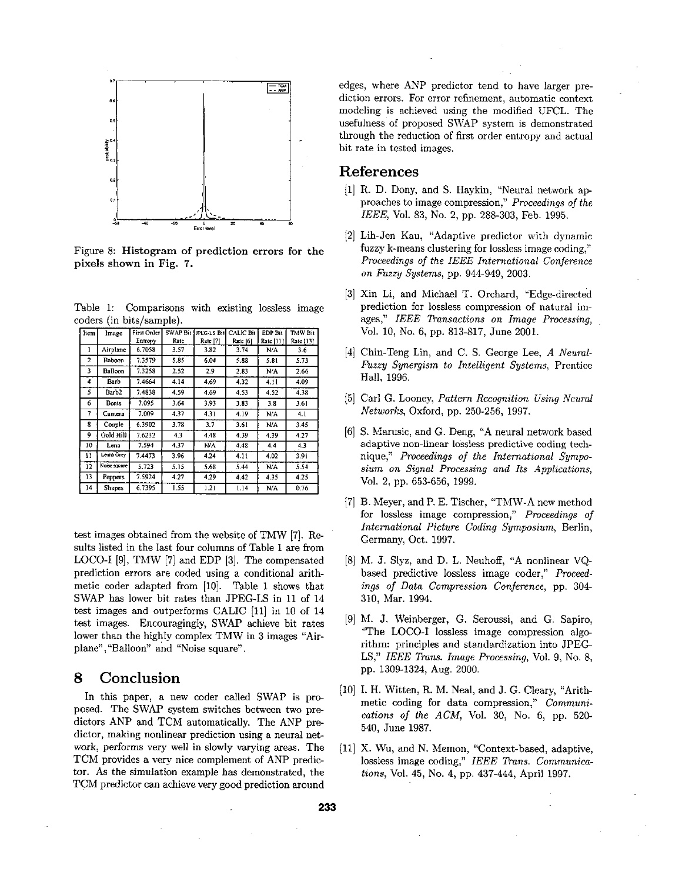0.7
0.6
0.5
0.4
0.3
0.2
0.1
0
-60 -40 -20 0 20 40 60
Error level
probability
TCM
ANP

Figure 8: **Histogram of prediction errors for the pixels shown in Fig. 7.**

Table 1: Comparisons with existing lossless image coders (in bits/sample).

| Item | Image | First Order Entropy | SWAP Bit Rate | JPEG-LS Bit Rate [7] | CALIC Bit Rate [6] | EDP Bit Rate [11] | TMW Bit Rate [13] |
|---|---|---|---|---|---|---|---|
| 1 | Airplane | 6.7058 | 3.57 | 3.82 | 3.74 | N/A | 3.6 |
| 2 | Baboon | 7.3579 | 5.85 | 6.04 | 5.88 | 5.81 | 5.73 |
| 3 | Balloon | 7.3258 | 2.52 | 2.9 | 2.83 | N/A | 2.66 |
| 4 | Barb | 7.4664 | 4.14 | 4.69 | 4.32 | 4.11 | 4.09 |
| 5 | Barb2 | 7.4838 | 4.59 | 4.69 | 4.53 | 4.52 | 4.38 |
| 6 | Boats | 7.095 | 3.64 | 3.93 | 3.83 | 3.8 | 3.61 |
| 7 | Camera | 7.009 | 4.37 | 4.31 | 4.19 | N/A | 4.1 |
| 8 | Couple | 6.3902 | 3.78 | 3.7 | 3.61 | N/A | 3.45 |
| 9 | Gold Hill | 7.6232 | 4.3 | 4.48 | 4.39 | 4.39 | 4.27 |
| 10 | Lena | 7.594 | 4.37 | N/A | 4.48 | 4.4 | 4.3 |
| 11 | Lena Grey | 7.4473 | 3.96 | 4.24 | 4.11 | 4.02 | 3.91 |
| 12 | Noise square | 5.723 | 5.15 | 5.68 | 5.44 | N/A | 5.54 |
| 13 | Peppers | 7.5924 | 4.27 | 4.29 | 4.42 | 4.35 | 4.25 |
| 14 | Shapes | 6.7395 | 1.55 | 1.21 | 1.14 | N/A | 0.76 |

test images obtained from the website of TMW [7]. Results listed in the last four columns of Table 1 are from LOCO-I [9], TMW [7] and EDP [3]. The compensated prediction errors are coded using a conditional arithmetic coder adapted from [10]. Table 1 shows that SWAP has lower bit rates than JPEG-LS in 11 of 14 test images and outperforms CALIC [11] in 10 of 14 test images. Encouragingly, SWAP achieve bit rates lower than the highly complex TMW in 3 images "Airplane", "Balloon" and "Noise square".

## 8 Conclusion

In this paper, a new coder called SWAP is proposed. The SWAP system switches between two predictors ANP and TCM automatically. The ANP predictor, making nonlinear prediction using a neural network, performs very well in slowly varying areas. The TCM provides a very nice complement of ANP predictor. As the simulation example has demonstrated, the TCM predictor can achieve very good prediction around edges, where ANP predictor tend to have larger prediction errors. For error refinement, automatic context modeling is achieved using the modified UFCL. The usefulness of proposed SWAP system is demonstrated through the reduction of first order entropy and actual bit rate in tested images.

## References

[1] R. D. Dony, and S. Haykin, "Neural network approaches to image compression," *Proceedings of the IEEE*, Vol. 83, No. 2, pp. 288-303, Feb. 1995.

[2] Lih-Jen Kau, "Adaptive predictor with dynamic fuzzy k-means clustering for lossless image coding," *Proceedings of the IEEE International Conference on Fuzzy Systems*, pp. 944-949, 2003.

[3] Xin Li, and Michael T. Orchard, "Edge-directed prediction for lossless compression of natural images," *IEEE Transactions on Image Processing*, Vol. 10, No. 6, pp. 813-817, June 2001.

[4] Chin-Teng Lin, and C. S. George Lee, *A Neural-Fuzzy Synergism to Intelligent Systems*, Prentice Hall, 1996.

[5] Carl G. Looney, *Pattern Recognition Using Neural Networks*, Oxford, pp. 250-256, 1997.

[6] S. Marusic, and G. Deng, "A neural network based adaptive non-linear lossless predictive coding technique," *Proceedings of the International Symposium on Signal Processing and Its Applications*, Vol. 2, pp. 653-656, 1999.

[7] B. Meyer, and P. E. Tischer, "TMW-A new method for lossless image compression," *Proceedings of International Picture Coding Symposium*, Berlin, Germany, Oct. 1997.

[8] M. J. Slyz, and D. L. Neuhoff, "A nonlinear VQ-based predictive lossless image coder," *Proceedings of Data Compression Conference*, pp. 304-310, Mar. 1994.

[9] M. J. Weinberger, G. Seroussi, and G. Sapiro, "The LOCO-I lossless image compression algorithm: principles and standardization into JPEG-LS," *IEEE Trans. Image Processing*, Vol. 9, No. 8, pp. 1309-1324, Aug. 2000.

[10] I. H. Witten, R. M. Neal, and J. G. Cleary, "Arithmetic coding for data compression," *Communications of the ACM*, Vol. 30, No. 6, pp. 520-540, June 1987.

[11] X. Wu, and N. Memon, "Context-based, adaptive, lossless image coding," *IEEE Trans. Communications*, Vol. 45, No. 4, pp. 437-444, April 1997.